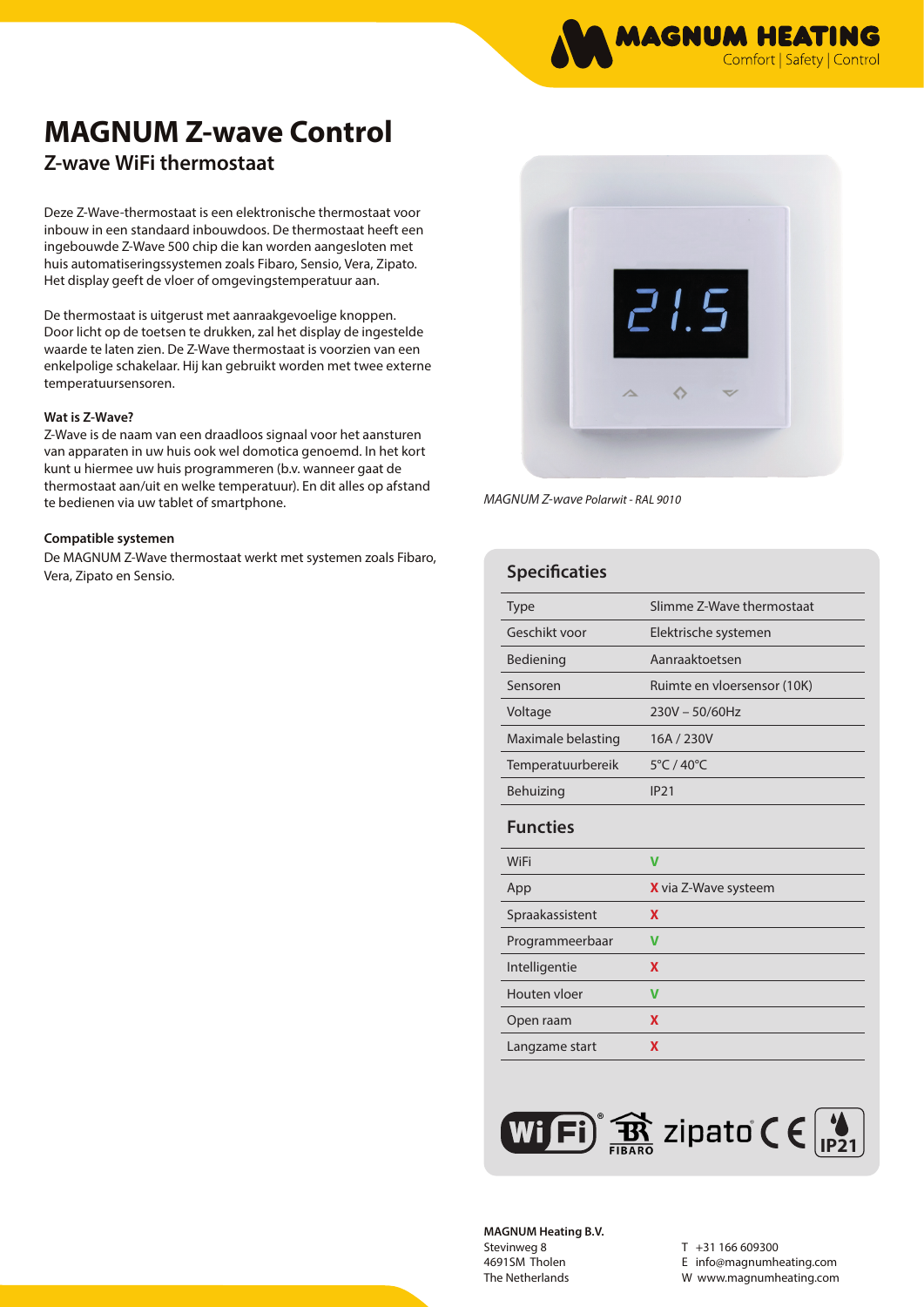# MAGNUM Z-wave Control

## Z-wave WiFi thermostaat

Deze Z-Wave-thermostaat is een elektronische thermostaat voor inbouw in een standaard inbouwdoos. De thermostaat heeft een ingebouwde Z-Wave 500 chip die kan worden aangesloten met huis automatiseringssystemen zoals Fibaro, Sensio, Vera, Zipato. Het display geeft de vloer of omgevingstemperatuur aan.

De thermostaat is uitgerust met aanraakgevoelige knoppen. Door licht op de toetsen te drukken, zal het display de ingestelde waarde te laten zien. De Z-Wave thermostaat is voorzien van een enkelpolige schakelaar. Hij kan gebruikt worden met twee externe temperatuursensoren.

**Wat is Z-Wave?**
Z-Wave is de naam van een draadloos signaal voor het aansturen van apparaten in uw huis ook wel domotica genoemd. In het kort kunt u hiermee uw huis programmeren (b.v. wanneer gaat de thermostaat aan/uit en welke temperatuur). En dit alles op afstand te bedienen via uw tablet of smartphone.

**Compatible systemen**
De MAGNUM Z-Wave thermostaat werkt met systemen zoals Fibaro, Vera, Zipato en Sensio.

*MAGNUM Z-wave Polarwit - RAL 9010*

### Specificaties

| | |
|---|---|
| Type | Slimme Z-Wave thermostaat |
| Geschikt voor | Elektrische systemen |
| Bediening | Aanraaktoetsen |
| Sensoren | Ruimte en vloersensor (10K) |
| Voltage | 230V – 50/60Hz |
| Maximale belasting | 16A / 230V |
| Temperatuurbereik | 5°C / 40°C |
| Behuizing | IP21 |

### Functies

| | |
|---|---|
| WiFi | V |
| App | X via Z-Wave systeem |
| Spraakassistent | X |
| Programmeerbaar | V |
| Intelligentie | X |
| Houten vloer | V |
| Open raam | X |
| Langzame start | X |

WiFi® FIBARO zipato® CE IP21

**MAGNUM Heating B.V.**
Stevinweg 8
4691SM Tholen
The Netherlands

T +31 166 609300
E info@magnumheating.com
W www.magnumheating.com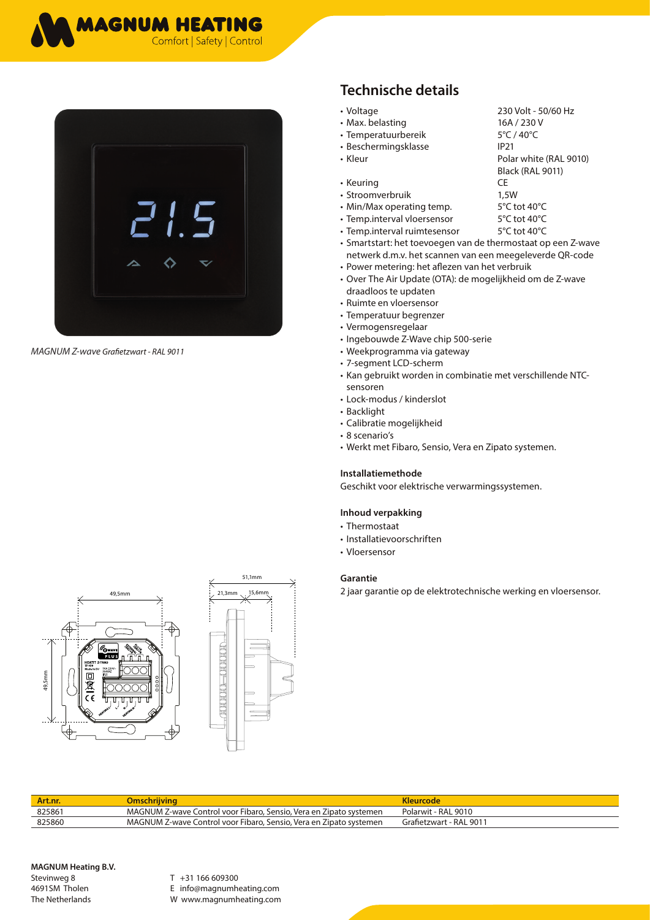MAGNUM HEATING
Comfort | Safety | Control

*MAGNUM Z-wave Grafietzwart - RAL 9011*

## Technische details

| | |
|---|---|
| • Voltage | 230 Volt - 50/60 Hz |
| • Max. belasting | 16A / 230 V |
| • Temperatuurbereik | 5°C / 40°C |
| • Beschermingsklasse | IP21 |
| • Kleur | Polar white (RAL 9010) Black (RAL 9011) |
| • Keuring | CE |
| • Stroomverbruik | 1,5W |
| • Min/Max operating temp. | 5°C tot 40°C |
| • Temp.interval vloersensor | 5°C tot 40°C |
| • Temp.interval ruimtesensor | 5°C tot 40°C |

- Smartstart: het toevoegen van de thermostaat op een Z-wave netwerk d.m.v. het scannen van een meegeleverde QR-code
- Power metering: het aflezen van het verbruik
- Over The Air Update (OTA): de mogelijkheid om de Z-wave draadloos te updaten
- Ruimte en vloersensor
- Temperatuur begrenzer
- Vermogensregelaar
- Ingebouwde Z-Wave chip 500-serie
- Weekprogramma via gateway
- 7-segment LCD-scherm
- Kan gebruikt worden in combinatie met verschillende NTC-sensoren
- Lock-modus / kinderslot
- Backlight
- Calibratie mogelijkheid
- 8 scenario's
- Werkt met Fibaro, Sensio, Vera en Zipato systemen.

**Installatiemethode**

Geschikt voor elektrische verwarmingssystemen.

**Inhoud verpakking**

- Thermostaat
- Installatievoorschriften
- Vloersensor

**Garantie**

2 jaar garantie op de elektrotechnische werking en vloersensor.

49,5mm
49,5mm
51,1mm
21,3mm
15,6mm

| Art.nr. | Omschrijving | Kleurcode |
|---|---|---|
| 825861 | MAGNUM Z-wave Control voor Fibaro, Sensio, Vera en Zipato systemen | Polarwit - RAL 9010 |
| 825860 | MAGNUM Z-wave Control voor Fibaro, Sensio, Vera en Zipato systemen | Grafietzwart - RAL 9011 |

**MAGNUM Heating B.V.**
Stevinweg 8
4691SM Tholen
The Netherlands

T +31 166 609300
E info@magnumheating.com
W www.magnumheating.com